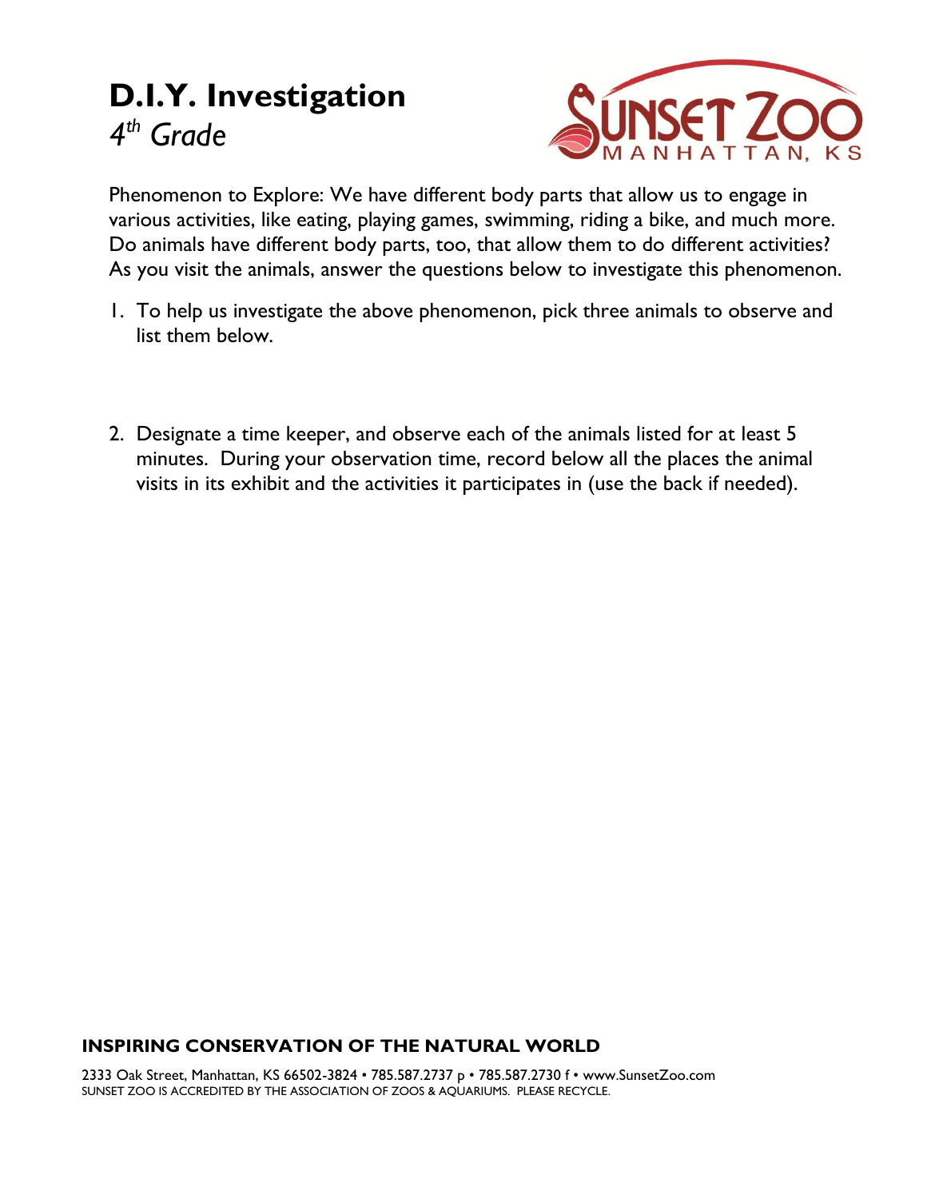# D.I.Y. Investigation

*4th Grade*

SUNSET ZOO
MANHATTAN, KS

Phenomenon to Explore: We have different body parts that allow us to engage in various activities, like eating, playing games, swimming, riding a bike, and much more. Do animals have different body parts, too, that allow them to do different activities? As you visit the animals, answer the questions below to investigate this phenomenon.

1. To help us investigate the above phenomenon, pick three animals to observe and list them below.

2. Designate a time keeper, and observe each of the animals listed for at least 5 minutes. During your observation time, record below all the places the animal visits in its exhibit and the activities it participates in (use the back if needed).

**INSPIRING CONSERVATION OF THE NATURAL WORLD**

2333 Oak Street, Manhattan, KS 66502-3824 • 785.587.2737 p • 785.587.2730 f • www.SunsetZoo.com
SUNSET ZOO IS ACCREDITED BY THE ASSOCIATION OF ZOOS & AQUARIUMS. PLEASE RECYCLE.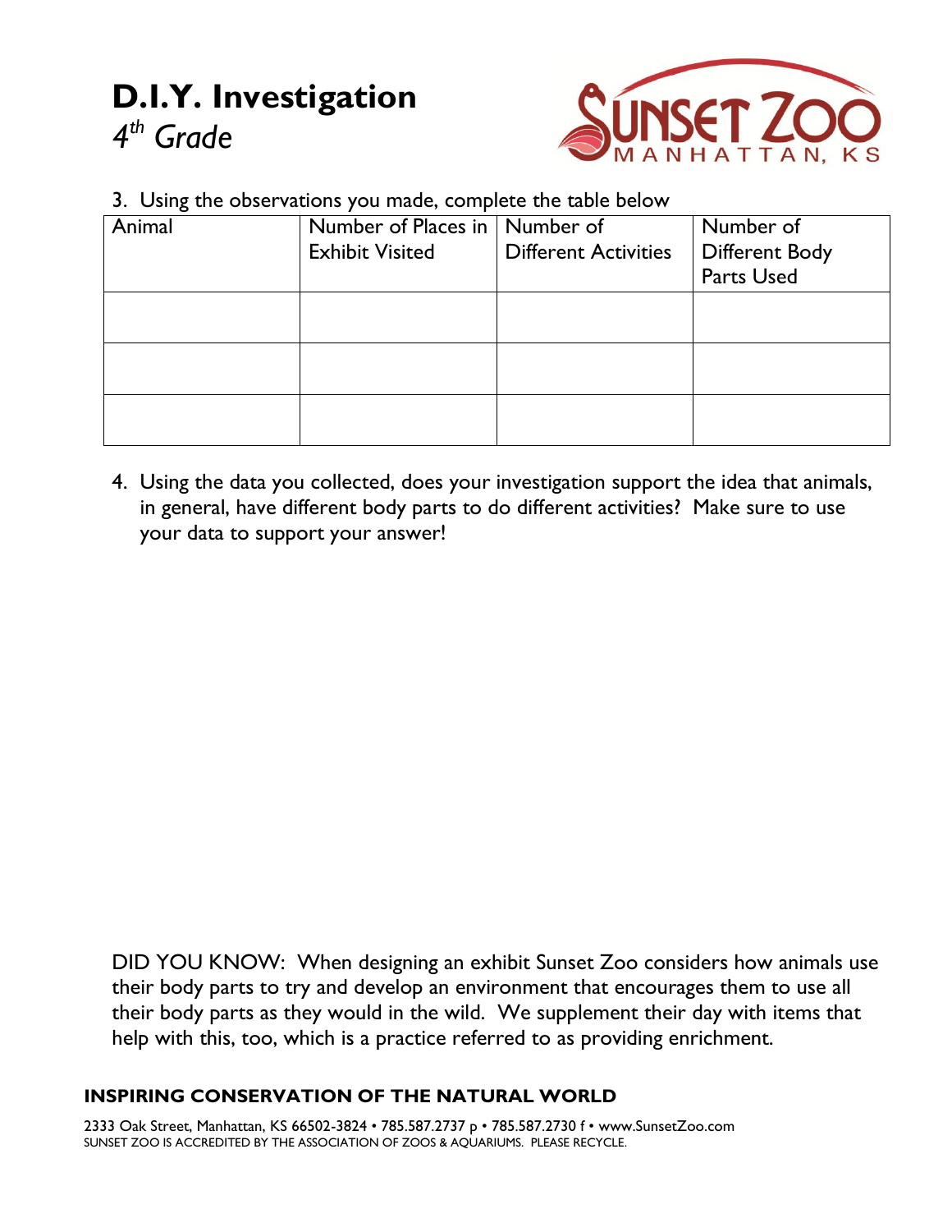# D.I.Y. Investigation

*4th Grade*

3. Using the observations you made, complete the table below

| Animal | Number of Places in Exhibit Visited | Number of Different Activities | Number of Different Body Parts Used |
|---|---|---|---|
| | | | |
| | | | |
| | | | |

4. Using the data you collected, does your investigation support the idea that animals, in general, have different body parts to do different activities? Make sure to use your data to support your answer!

DID YOU KNOW: When designing an exhibit Sunset Zoo considers how animals use their body parts to try and develop an environment that encourages them to use all their body parts as they would in the wild. We supplement their day with items that help with this, too, which is a practice referred to as providing enrichment.

**INSPIRING CONSERVATION OF THE NATURAL WORLD**

2333 Oak Street, Manhattan, KS 66502-3824 • 785.587.2737 p • 785.587.2730 f • www.SunsetZoo.com
SUNSET ZOO IS ACCREDITED BY THE ASSOCIATION OF ZOOS & AQUARIUMS. PLEASE RECYCLE.